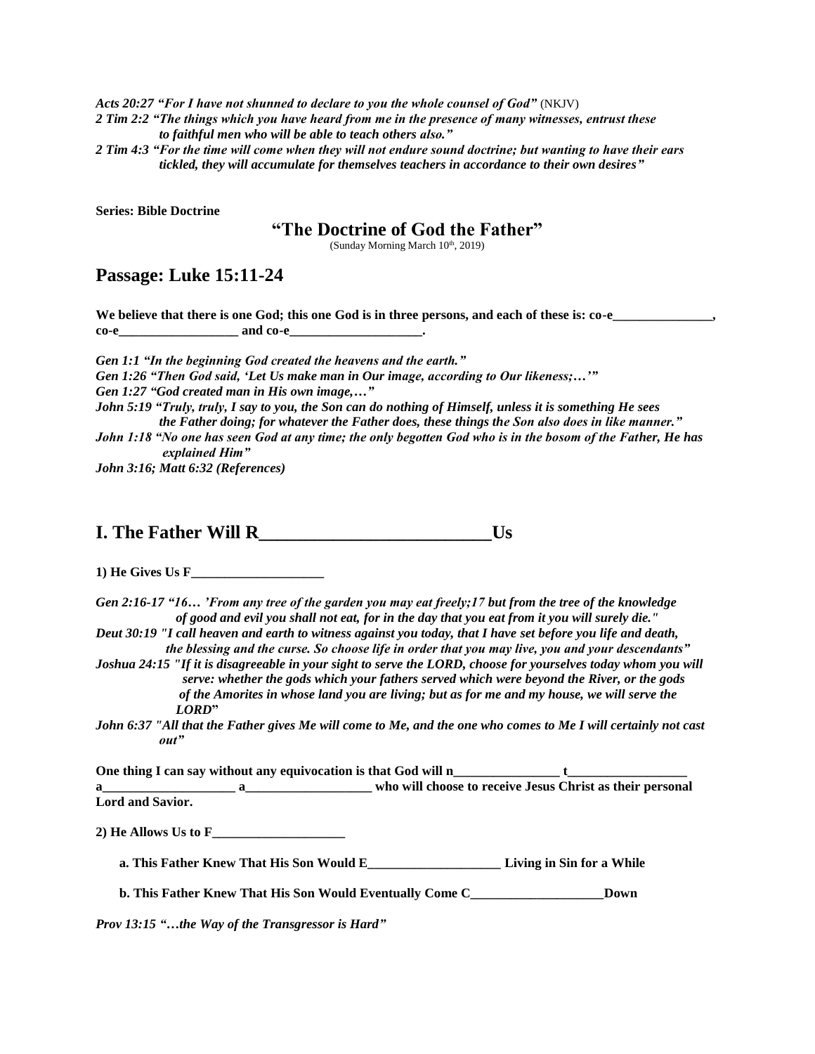*Acts 20:27 "For I have not shunned to declare to you the whole counsel of God"* (NKJV)
*2 Tim 2:2 "The things which you have heard from me in the presence of many witnesses, entrust these to faithful men who will be able to teach others also."*
*2 Tim 4:3 "For the time will come when they will not endure sound doctrine; but wanting to have their ears tickled, they will accumulate for themselves teachers in accordance to their own desires"*

**Series: Bible Doctrine**

## "The Doctrine of God the Father"

(Sunday Morning March 10th, 2019)

## Passage: Luke 15:11-24

**We believe that there is one God; this one God is in three persons, and each of these is: co-e_______________, co-e__________________ and co-e____________________.**

*Gen 1:1 "In the beginning God created the heavens and the earth."*
*Gen 1:26 "Then God said, 'Let Us make man in Our image, according to Our likeness;…'"*
*Gen 1:27 "God created man in His own image,…"*
*John 5:19 "Truly, truly, I say to you, the Son can do nothing of Himself, unless it is something He sees the Father doing; for whatever the Father does, these things the Son also does in like manner."*
*John 1:18 "No one has seen God at any time; the only begotten God who is in the bosom of the Father, He has explained Him"*
*John 3:16; Matt 6:32 (References)*

## I. The Father Will R_________________________Us

**1) He Gives Us F____________________**

*Gen 2:16-17 "16… 'From any tree of the garden you may eat freely;17 but from the tree of the knowledge of good and evil you shall not eat, for in the day that you eat from it you will surely die."*
*Deut 30:19 "I call heaven and earth to witness against you today, that I have set before you life and death, the blessing and the curse. So choose life in order that you may live, you and your descendants"*
*Joshua 24:15 "If it is disagreeable in your sight to serve the LORD, choose for yourselves today whom you will serve: whether the gods which your fathers served which were beyond the River, or the gods of the Amorites in whose land you are living; but as for me and my house, we will serve the LORD"*
*John 6:37 "All that the Father gives Me will come to Me, and the one who comes to Me I will certainly not cast out"*

**One thing I can say without any equivocation is that God will n________________ t__________________ a____________________ a___________________ who will choose to receive Jesus Christ as their personal Lord and Savior.**

**2) He Allows Us to F____________________**

**a. This Father Knew That His Son Would E____________________ Living in Sin for a While**

**b. This Father Knew That His Son Would Eventually Come C____________________Down**

*Prov 13:15 "…the Way of the Transgressor is Hard"*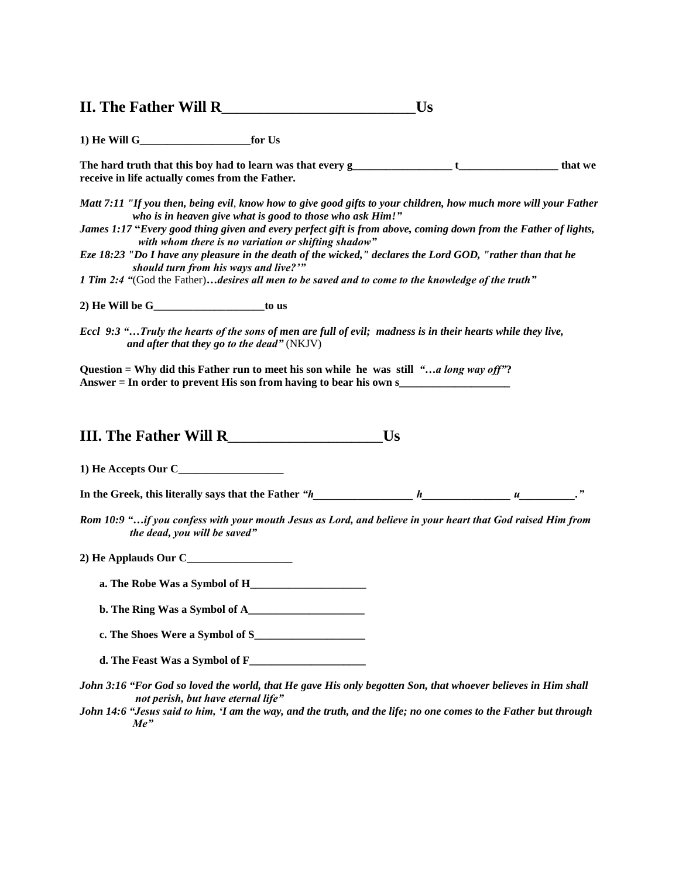## II. The Father Will R________________________Us

**1) He Will G___________________for Us**

**The hard truth that this boy had to learn was that every g_________________ t_________________ that we receive in life actually comes from the Father.**

***Matt 7:11 "If you then, being evil, know how to give good gifts to your children, how much more will your Father who is in heaven give what is good to those who ask Him!"***
***James 1:17 "Every good thing given and every perfect gift is from above, coming down from the Father of lights, with whom there is no variation or shifting shadow"***
***Eze 18:23 "Do I have any pleasure in the death of the wicked," declares the Lord GOD, "rather than that he should turn from his ways and live?'"***
***1 Tim 2:4 "***(God the Father)***…desires all men to be saved and to come to the knowledge of the truth"***

**2) He Will be G___________________to us**

***Eccl 9:3 "…Truly the hearts of the sons of men are full of evil; madness is in their hearts while they live, and after that they go to the dead"*** (NKJV)

**Question = Why did this Father run to meet his son while he was still *"…a long way off"*?**
**Answer = In order to prevent His son from having to bear his own s___________________**

## III. The Father Will R___________________Us

**1) He Accepts Our C__________________**

**In the Greek, this literally says that the Father *"h_________________ h_______________ u_________."***

***Rom 10:9 "…if you confess with your mouth Jesus as Lord, and believe in your heart that God raised Him from the dead, you will be saved"***

**2) He Applauds Our C__________________**

**a. The Robe Was a Symbol of H____________________**

**b. The Ring Was a Symbol of A____________________**

**c. The Shoes Were a Symbol of S___________________**

**d. The Feast Was a Symbol of F____________________**

***John 3:16 "For God so loved the world, that He gave His only begotten Son, that whoever believes in Him shall not perish, but have eternal life"***
***John 14:6 "Jesus said to him, 'I am the way, and the truth, and the life; no one comes to the Father but through Me"***